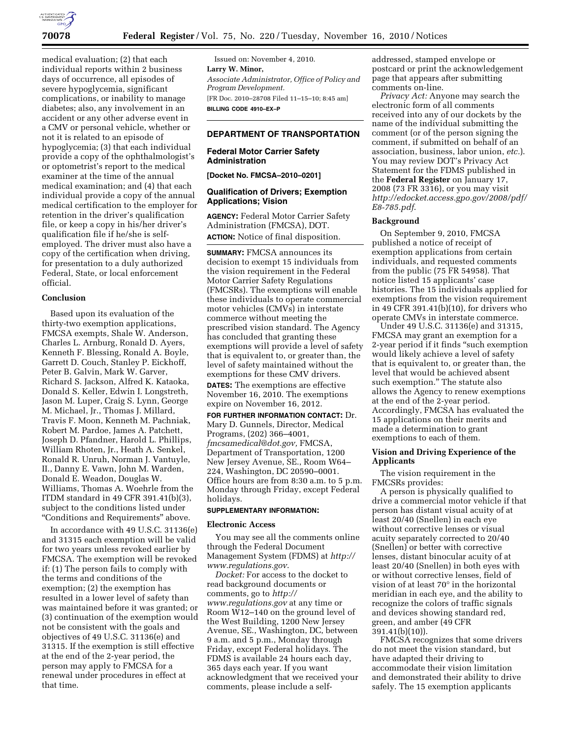medical evaluation; (2) that each individual reports within 2 business days of occurrence, all episodes of severe hypoglycemia, significant complications, or inability to manage diabetes; also, any involvement in an accident or any other adverse event in a CMV or personal vehicle, whether or not it is related to an episode of hypoglycemia; (3) that each individual provide a copy of the ophthalmologist's or optometrist's report to the medical examiner at the time of the annual medical examination; and (4) that each individual provide a copy of the annual medical certification to the employer for retention in the driver's qualification file, or keep a copy in his/her driver's qualification file if he/she is self-employed. The driver must also have a copy of the certification when driving, for presentation to a duly authorized Federal, State, or local enforcement official.

**Conclusion**

Based upon its evaluation of the thirty-two exemption applications, FMCSA exempts, Shale W. Anderson, Charles L. Arnburg, Ronald D. Ayers, Kenneth F. Blessing, Ronald A. Boyle, Garrett D. Couch, Stanley P. Eickhoff, Peter B. Galvin, Mark W. Garver, Richard S. Jackson, Alfred K. Kataoka, Donald S. Keller, Edwin I. Longstreth, Jason M. Luper, Craig S. Lynn, George M. Michael, Jr., Thomas J. Millard, Travis F. Moon, Kenneth M. Pachniak, Robert M. Pardoe, James A. Patchett, Joseph D. Pfandner, Harold L. Phillips, William Rhoten, Jr., Heath A. Senkel, Ronald R. Unruh, Norman J. Vantuyle, II., Danny E. Vawn, John M. Warden, Donald E. Weadon, Douglas W. Williams, Thomas A. Woehrle from the ITDM standard in 49 CFR 391.41(b)(3), subject to the conditions listed under "Conditions and Requirements" above.

In accordance with 49 U.S.C. 31136(e) and 31315 each exemption will be valid for two years unless revoked earlier by FMCSA. The exemption will be revoked if: (1) The person fails to comply with the terms and conditions of the exemption; (2) the exemption has resulted in a lower level of safety than was maintained before it was granted; or (3) continuation of the exemption would not be consistent with the goals and objectives of 49 U.S.C. 31136(e) and 31315. If the exemption is still effective at the end of the 2-year period, the person may apply to FMCSA for a renewal under procedures in effect at that time.

Issued on: November 4, 2010.

**Larry W. Minor,**

*Associate Administrator, Office of Policy and Program Development.*

[FR Doc. 2010–28708 Filed 11–15–10; 8:45 am]

**BILLING CODE 4910–EX–P**

## DEPARTMENT OF TRANSPORTATION

### Federal Motor Carrier Safety Administration

**[Docket No. FMCSA–2010–0201]**

### Qualification of Drivers; Exemption Applications; Vision

**AGENCY:** Federal Motor Carrier Safety Administration (FMCSA), DOT.

**ACTION:** Notice of final disposition.

**SUMMARY:** FMCSA announces its decision to exempt 15 individuals from the vision requirement in the Federal Motor Carrier Safety Regulations (FMCSRs). The exemptions will enable these individuals to operate commercial motor vehicles (CMVs) in interstate commerce without meeting the prescribed vision standard. The Agency has concluded that granting these exemptions will provide a level of safety that is equivalent to, or greater than, the level of safety maintained without the exemptions for these CMV drivers.

**DATES:** The exemptions are effective November 16, 2010. The exemptions expire on November 16, 2012.

**FOR FURTHER INFORMATION CONTACT:** Dr. Mary D. Gunnels, Director, Medical Programs, (202) 366–4001, *fmcsamedical@dot.gov,* FMCSA, Department of Transportation, 1200 New Jersey Avenue, SE., Room W64–224, Washington, DC 20590–0001. Office hours are from 8:30 a.m. to 5 p.m. Monday through Friday, except Federal holidays.

**SUPPLEMENTARY INFORMATION:**

**Electronic Access**

You may see all the comments online through the Federal Document Management System (FDMS) at *http://www.regulations.gov*.

*Docket:* For access to the docket to read background documents or comments, go to *http://www.regulations.gov* at any time or Room W12–140 on the ground level of the West Building, 1200 New Jersey Avenue, SE., Washington, DC, between 9 a.m. and 5 p.m., Monday through Friday, except Federal holidays. The FDMS is available 24 hours each day, 365 days each year. If you want acknowledgment that we received your comments, please include a self-addressed, stamped envelope or postcard or print the acknowledgement page that appears after submitting comments on-line.

*Privacy Act:* Anyone may search the electronic form of all comments received into any of our dockets by the name of the individual submitting the comment (or of the person signing the comment, if submitted on behalf of an association, business, labor union, *etc.*). You may review DOT's Privacy Act Statement for the FDMS published in the **Federal Register** on January 17, 2008 (73 FR 3316), or you may visit *http://edocket.access.gpo.gov/2008/pdf/E8-785.pdf*.

**Background**

On September 9, 2010, FMCSA published a notice of receipt of exemption applications from certain individuals, and requested comments from the public (75 FR 54958). That notice listed 15 applicants' case histories. The 15 individuals applied for exemptions from the vision requirement in 49 CFR 391.41(b)(10), for drivers who operate CMVs in interstate commerce.

Under 49 U.S.C. 31136(e) and 31315, FMCSA may grant an exemption for a 2-year period if it finds "such exemption would likely achieve a level of safety that is equivalent to, or greater than, the level that would be achieved absent such exemption." The statute also allows the Agency to renew exemptions at the end of the 2-year period. Accordingly, FMCSA has evaluated the 15 applications on their merits and made a determination to grant exemptions to each of them.

**Vision and Driving Experience of the Applicants**

The vision requirement in the FMCSRs provides:

A person is physically qualified to drive a commercial motor vehicle if that person has distant visual acuity of at least 20/40 (Snellen) in each eye without corrective lenses or visual acuity separately corrected to 20/40 (Snellen) or better with corrective lenses, distant binocular acuity of at least 20/40 (Snellen) in both eyes with or without corrective lenses, field of vision of at least 70° in the horizontal meridian in each eye, and the ability to recognize the colors of traffic signals and devices showing standard red, green, and amber (49 CFR 391.41(b)(10)).

FMCSA recognizes that some drivers do not meet the vision standard, but have adapted their driving to accommodate their vision limitation and demonstrated their ability to drive safely. The 15 exemption applicants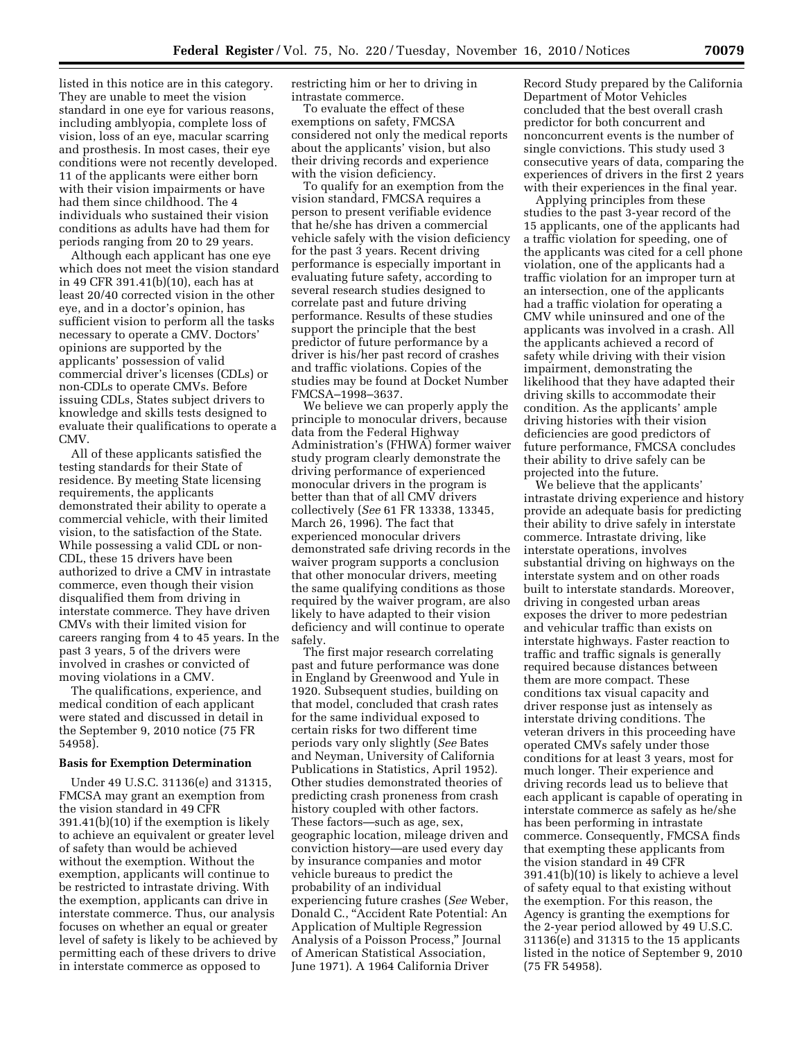listed in this notice are in this category. They are unable to meet the vision standard in one eye for various reasons, including amblyopia, complete loss of vision, loss of an eye, macular scarring and prosthesis. In most cases, their eye conditions were not recently developed. 11 of the applicants were either born with their vision impairments or have had them since childhood. The 4 individuals who sustained their vision conditions as adults have had them for periods ranging from 20 to 29 years.

Although each applicant has one eye which does not meet the vision standard in 49 CFR 391.41(b)(10), each has at least 20/40 corrected vision in the other eye, and in a doctor's opinion, has sufficient vision to perform all the tasks necessary to operate a CMV. Doctors' opinions are supported by the applicants' possession of valid commercial driver's licenses (CDLs) or non-CDLs to operate CMVs. Before issuing CDLs, States subject drivers to knowledge and skills tests designed to evaluate their qualifications to operate a CMV.

All of these applicants satisfied the testing standards for their State of residence. By meeting State licensing requirements, the applicants demonstrated their ability to operate a commercial vehicle, with their limited vision, to the satisfaction of the State. While possessing a valid CDL or non-CDL, these 15 drivers have been authorized to drive a CMV in intrastate commerce, even though their vision disqualified them from driving in interstate commerce. They have driven CMVs with their limited vision for careers ranging from 4 to 45 years. In the past 3 years, 5 of the drivers were involved in crashes or convicted of moving violations in a CMV.

The qualifications, experience, and medical condition of each applicant were stated and discussed in detail in the September 9, 2010 notice (75 FR 54958).

### Basis for Exemption Determination

Under 49 U.S.C. 31136(e) and 31315, FMCSA may grant an exemption from the vision standard in 49 CFR 391.41(b)(10) if the exemption is likely to achieve an equivalent or greater level of safety than would be achieved without the exemption. Without the exemption, applicants will continue to be restricted to intrastate driving. With the exemption, applicants can drive in interstate commerce. Thus, our analysis focuses on whether an equal or greater level of safety is likely to be achieved by permitting each of these drivers to drive in interstate commerce as opposed to restricting him or her to driving in intrastate commerce.

To evaluate the effect of these exemptions on safety, FMCSA considered not only the medical reports about the applicants' vision, but also their driving records and experience with the vision deficiency.

To qualify for an exemption from the vision standard, FMCSA requires a person to present verifiable evidence that he/she has driven a commercial vehicle safely with the vision deficiency for the past 3 years. Recent driving performance is especially important in evaluating future safety, according to several research studies designed to correlate past and future driving performance. Results of these studies support the principle that the best predictor of future performance by a driver is his/her past record of crashes and traffic violations. Copies of the studies may be found at Docket Number FMCSA–1998–3637.

We believe we can properly apply the principle to monocular drivers, because data from the Federal Highway Administration's (FHWA) former waiver study program clearly demonstrate the driving performance of experienced monocular drivers in the program is better than that of all CMV drivers collectively (*See* 61 FR 13338, 13345, March 26, 1996). The fact that experienced monocular drivers demonstrated safe driving records in the waiver program supports a conclusion that other monocular drivers, meeting the same qualifying conditions as those required by the waiver program, are also likely to have adapted to their vision deficiency and will continue to operate safely.

The first major research correlating past and future performance was done in England by Greenwood and Yule in 1920. Subsequent studies, building on that model, concluded that crash rates for the same individual exposed to certain risks for two different time periods vary only slightly (*See* Bates and Neyman, University of California Publications in Statistics, April 1952). Other studies demonstrated theories of predicting crash proneness from crash history coupled with other factors. These factors—such as age, sex, geographic location, mileage driven and conviction history—are used every day by insurance companies and motor vehicle bureaus to predict the probability of an individual experiencing future crashes (*See* Weber, Donald C., "Accident Rate Potential: An Application of Multiple Regression Analysis of a Poisson Process," Journal of American Statistical Association, June 1971). A 1964 California Driver Record Study prepared by the California Department of Motor Vehicles concluded that the best overall crash predictor for both concurrent and nonconcurrent events is the number of single convictions. This study used 3 consecutive years of data, comparing the experiences of drivers in the first 2 years with their experiences in the final year.

Applying principles from these studies to the past 3-year record of the 15 applicants, one of the applicants had a traffic violation for speeding, one of the applicants was cited for a cell phone violation, one of the applicants had a traffic violation for an improper turn at an intersection, one of the applicants had a traffic violation for operating a CMV while uninsured and one of the applicants was involved in a crash. All the applicants achieved a record of safety while driving with their vision impairment, demonstrating the likelihood that they have adapted their driving skills to accommodate their condition. As the applicants' ample driving histories with their vision deficiencies are good predictors of future performance, FMCSA concludes their ability to drive safely can be projected into the future.

We believe that the applicants' intrastate driving experience and history provide an adequate basis for predicting their ability to drive safely in interstate commerce. Intrastate driving, like interstate operations, involves substantial driving on highways on the interstate system and on other roads built to interstate standards. Moreover, driving in congested urban areas exposes the driver to more pedestrian and vehicular traffic than exists on interstate highways. Faster reaction to traffic and traffic signals is generally required because distances between them are more compact. These conditions tax visual capacity and driver response just as intensely as interstate driving conditions. The veteran drivers in this proceeding have operated CMVs safely under those conditions for at least 3 years, most for much longer. Their experience and driving records lead us to believe that each applicant is capable of operating in interstate commerce as safely as he/she has been performing in intrastate commerce. Consequently, FMCSA finds that exempting these applicants from the vision standard in 49 CFR 391.41(b)(10) is likely to achieve a level of safety equal to that existing without the exemption. For this reason, the Agency is granting the exemptions for the 2-year period allowed by 49 U.S.C. 31136(e) and 31315 to the 15 applicants listed in the notice of September 9, 2010 (75 FR 54958).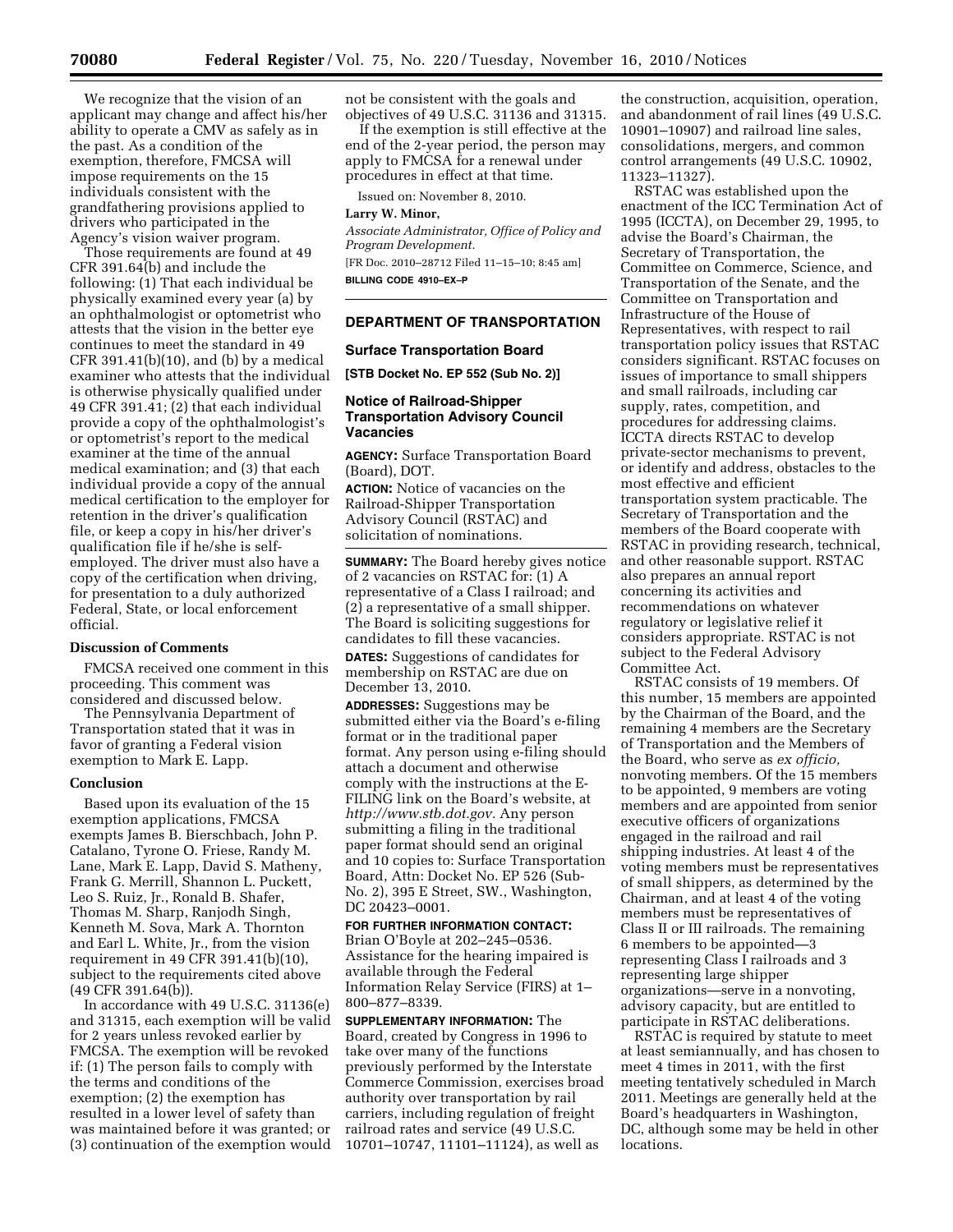We recognize that the vision of an applicant may change and affect his/her ability to operate a CMV as safely as in the past. As a condition of the exemption, therefore, FMCSA will impose requirements on the 15 individuals consistent with the grandfathering provisions applied to drivers who participated in the Agency's vision waiver program.

Those requirements are found at 49 CFR 391.64(b) and include the following: (1) That each individual be physically examined every year (a) by an ophthalmologist or optometrist who attests that the vision in the better eye continues to meet the standard in 49 CFR 391.41(b)(10), and (b) by a medical examiner who attests that the individual is otherwise physically qualified under 49 CFR 391.41; (2) that each individual provide a copy of the ophthalmologist's or optometrist's report to the medical examiner at the time of the annual medical examination; and (3) that each individual provide a copy of the annual medical certification to the employer for retention in the driver's qualification file, or keep a copy in his/her driver's qualification file if he/she is self-employed. The driver must also have a copy of the certification when driving, for presentation to a duly authorized Federal, State, or local enforcement official.

### Discussion of Comments

FMCSA received one comment in this proceeding. This comment was considered and discussed below.

The Pennsylvania Department of Transportation stated that it was in favor of granting a Federal vision exemption to Mark E. Lapp.

### Conclusion

Based upon its evaluation of the 15 exemption applications, FMCSA exempts James B. Bierschbach, John P. Catalano, Tyrone O. Friese, Randy M. Lane, Mark E. Lapp, David S. Matheny, Frank G. Merrill, Shannon L. Puckett, Leo S. Ruiz, Jr., Ronald B. Shafer, Thomas M. Sharp, Ranjodh Singh, Kenneth M. Sova, Mark A. Thornton and Earl L. White, Jr., from the vision requirement in 49 CFR 391.41(b)(10), subject to the requirements cited above (49 CFR 391.64(b)).

In accordance with 49 U.S.C. 31136(e) and 31315, each exemption will be valid for 2 years unless revoked earlier by FMCSA. The exemption will be revoked if: (1) The person fails to comply with the terms and conditions of the exemption; (2) the exemption has resulted in a lower level of safety than was maintained before it was granted; or (3) continuation of the exemption would not be consistent with the goals and objectives of 49 U.S.C. 31136 and 31315.

If the exemption is still effective at the end of the 2-year period, the person may apply to FMCSA for a renewal under procedures in effect at that time.

Issued on: November 8, 2010.

**Larry W. Minor,**

*Associate Administrator, Office of Policy and Program Development.*

[FR Doc. 2010–28712 Filed 11–15–10; 8:45 am]

**BILLING CODE 4910–EX–P**

---

## DEPARTMENT OF TRANSPORTATION

### Surface Transportation Board

**[STB Docket No. EP 552 (Sub No. 2)]**

### Notice of Railroad-Shipper Transportation Advisory Council Vacancies

**AGENCY:** Surface Transportation Board (Board), DOT.

**ACTION:** Notice of vacancies on the Railroad-Shipper Transportation Advisory Council (RSTAC) and solicitation of nominations.

**SUMMARY:** The Board hereby gives notice of 2 vacancies on RSTAC for: (1) A representative of a Class I railroad; and (2) a representative of a small shipper. The Board is soliciting suggestions for candidates to fill these vacancies.

**DATES:** Suggestions of candidates for membership on RSTAC are due on December 13, 2010.

**ADDRESSES:** Suggestions may be submitted either via the Board's e-filing format or in the traditional paper format. Any person using e-filing should attach a document and otherwise comply with the instructions at the E-FILING link on the Board's website, at *http://www.stb.dot.gov.* Any person submitting a filing in the traditional paper format should send an original and 10 copies to: Surface Transportation Board, Attn: Docket No. EP 526 (Sub-No. 2), 395 E Street, SW., Washington, DC 20423–0001.

**FOR FURTHER INFORMATION CONTACT:** Brian O'Boyle at 202–245–0536. Assistance for the hearing impaired is available through the Federal Information Relay Service (FIRS) at 1–800–877–8339.

**SUPPLEMENTARY INFORMATION:** The Board, created by Congress in 1996 to take over many of the functions previously performed by the Interstate Commerce Commission, exercises broad authority over transportation by rail carriers, including regulation of freight railroad rates and service (49 U.S.C. 10701–10747, 11101–11124), as well as the construction, acquisition, operation, and abandonment of rail lines (49 U.S.C. 10901–10907) and railroad line sales, consolidations, mergers, and common control arrangements (49 U.S.C. 10902, 11323–11327).

RSTAC was established upon the enactment of the ICC Termination Act of 1995 (ICCTA), on December 29, 1995, to advise the Board's Chairman, the Secretary of Transportation, the Committee on Commerce, Science, and Transportation of the Senate, and the Committee on Transportation and Infrastructure of the House of Representatives, with respect to rail transportation policy issues that RSTAC considers significant. RSTAC focuses on issues of importance to small shippers and small railroads, including car supply, rates, competition, and procedures for addressing claims. ICCTA directs RSTAC to develop private-sector mechanisms to prevent, or identify and address, obstacles to the most effective and efficient transportation system practicable. The Secretary of Transportation and the members of the Board cooperate with RSTAC in providing research, technical, and other reasonable support. RSTAC also prepares an annual report concerning its activities and recommendations on whatever regulatory or legislative relief it considers appropriate. RSTAC is not subject to the Federal Advisory Committee Act.

RSTAC consists of 19 members. Of this number, 15 members are appointed by the Chairman of the Board, and the remaining 4 members are the Secretary of Transportation and the Members of the Board, who serve as *ex officio,* nonvoting members. Of the 15 members to be appointed, 9 members are voting members and are appointed from senior executive officers of organizations engaged in the railroad and rail shipping industries. At least 4 of the voting members must be representatives of small shippers, as determined by the Chairman, and at least 4 of the voting members must be representatives of Class II or III railroads. The remaining 6 members to be appointed—3 representing Class I railroads and 3 representing large shipper organizations—serve in a nonvoting, advisory capacity, but are entitled to participate in RSTAC deliberations.

RSTAC is required by statute to meet at least semiannually, and has chosen to meet 4 times in 2011, with the first meeting tentatively scheduled in March 2011. Meetings are generally held at the Board's headquarters in Washington, DC, although some may be held in other locations.